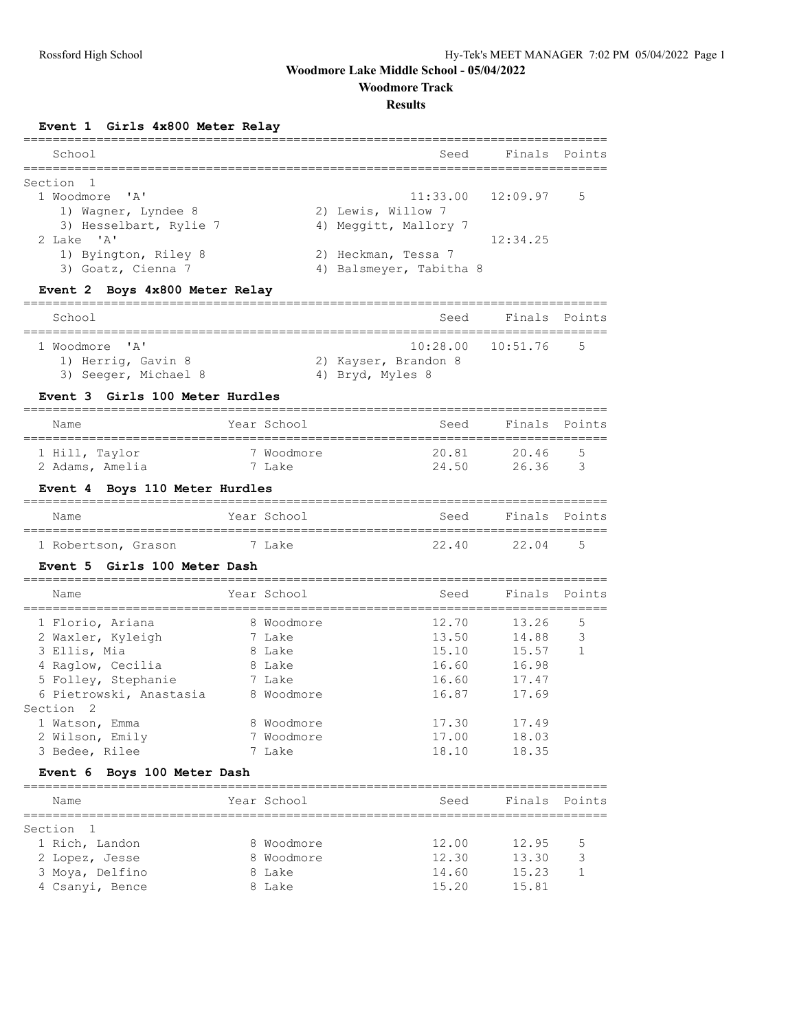Rossford High School

Hy-Tek's MEET MANAGER 7:02 PM 05/04/2022 Page 1

# Woodmore Lake Middle School - 05/04/2022

## Woodmore Track

## Results

### Event 1 Girls 4x800 Meter Relay

| School | Seed | Finals | Points |
|---|---|---|---|
| **Section 1** | | | |
| 1 Woodmore 'A' | 11:33.00 | 12:09.97 | 5 |
| 1) Wagner, Lyndee 8; 2) Lewis, Willow 7; 3) Hesselbart, Rylie 7; 4) Meggitt, Mallory 7 | | | |
| 2 Lake 'A' | | 12:34.25 | |
| 1) Byington, Riley 8; 2) Heckman, Tessa 7; 3) Goatz, Cienna 7; 4) Balsmeyer, Tabitha 8 | | | |

### Event 2 Boys 4x800 Meter Relay

| School | Seed | Finals | Points |
|---|---|---|---|
| 1 Woodmore 'A' | 10:28.00 | 10:51.76 | 5 |
| 1) Herrig, Gavin 8; 2) Kayser, Brandon 8; 3) Seeger, Michael 8; 4) Bryd, Myles 8 | | | |

### Event 3 Girls 100 Meter Hurdles

| Name | Year | School | Seed | Finals | Points |
|---|---|---|---|---|---|
| 1 Hill, Taylor | 7 | Woodmore | 20.81 | 20.46 | 5 |
| 2 Adams, Amelia | 7 | Lake | 24.50 | 26.36 | 3 |

### Event 4 Boys 110 Meter Hurdles

| Name | Year | School | Seed | Finals | Points |
|---|---|---|---|---|---|
| 1 Robertson, Grason | 7 | Lake | 22.40 | 22.04 | 5 |

### Event 5 Girls 100 Meter Dash

| Name | Year | School | Seed | Finals | Points |
|---|---|---|---|---|---|
| 1 Florio, Ariana | 8 | Woodmore | 12.70 | 13.26 | 5 |
| 2 Waxler, Kyleigh | 7 | Lake | 13.50 | 14.88 | 3 |
| 3 Ellis, Mia | 8 | Lake | 15.10 | 15.57 | 1 |
| 4 Raglow, Cecilia | 8 | Lake | 16.60 | 16.98 | |
| 5 Folley, Stephanie | 7 | Lake | 16.60 | 17.47 | |
| 6 Pietrowski, Anastasia | 8 | Woodmore | 16.87 | 17.69 | |
| **Section 2** | | | | | |
| 1 Watson, Emma | 8 | Woodmore | 17.30 | 17.49 | |
| 2 Wilson, Emily | 7 | Woodmore | 17.00 | 18.03 | |
| 3 Bedee, Rilee | 7 | Lake | 18.10 | 18.35 | |

### Event 6 Boys 100 Meter Dash

| Name | Year | School | Seed | Finals | Points |
|---|---|---|---|---|---|
| **Section 1** | | | | | |
| 1 Rich, Landon | 8 | Woodmore | 12.00 | 12.95 | 5 |
| 2 Lopez, Jesse | 8 | Woodmore | 12.30 | 13.30 | 3 |
| 3 Moya, Delfino | 8 | Lake | 14.60 | 15.23 | 1 |
| 4 Csanyi, Bence | 8 | Lake | 15.20 | 15.81 | |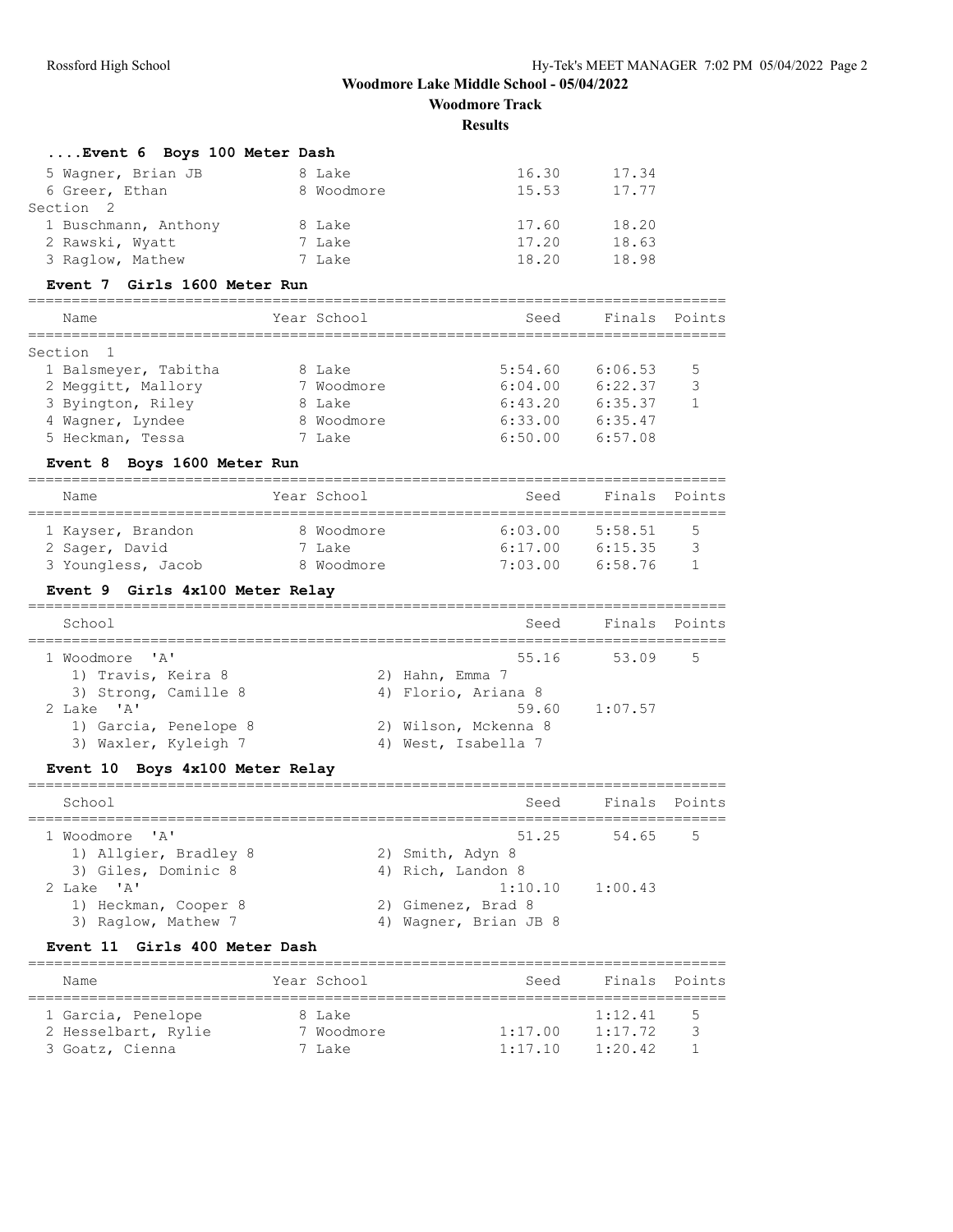# Woodmore Lake Middle School - 05/04/2022

## Woodmore Track

### Results

#### ....Event 6 Boys 100 Meter Dash

| Name | Year | School | Seed | Finals |
|---|---|---|---|---|
| 5 Wagner, Brian JB | 8 | Lake | 16.30 | 17.34 |
| 6 Greer, Ethan | 8 | Woodmore | 15.53 | 17.77 |
| Section 2 | | | | |
| 1 Buschmann, Anthony | 8 | Lake | 17.60 | 18.20 |
| 2 Rawski, Wyatt | 7 | Lake | 17.20 | 18.63 |
| 3 Raglow, Mathew | 7 | Lake | 18.20 | 18.98 |

#### Event 7 Girls 1600 Meter Run

| Name | Year | School | Seed | Finals | Points |
|---|---|---|---|---|---|
| Section 1 | | | | | |
| 1 Balsmeyer, Tabitha | 8 | Lake | 5:54.60 | 6:06.53 | 5 |
| 2 Meggitt, Mallory | 7 | Woodmore | 6:04.00 | 6:22.37 | 3 |
| 3 Byington, Riley | 8 | Lake | 6:43.20 | 6:35.37 | 1 |
| 4 Wagner, Lyndee | 8 | Woodmore | 6:33.00 | 6:35.47 | |
| 5 Heckman, Tessa | 7 | Lake | 6:50.00 | 6:57.08 | |

#### Event 8 Boys 1600 Meter Run

| Name | Year | School | Seed | Finals | Points |
|---|---|---|---|---|---|
| 1 Kayser, Brandon | 8 | Woodmore | 6:03.00 | 5:58.51 | 5 |
| 2 Sager, David | 7 | Lake | 6:17.00 | 6:15.35 | 3 |
| 3 Youngless, Jacob | 8 | Woodmore | 7:03.00 | 6:58.76 | 1 |

#### Event 9 Girls 4x100 Meter Relay

| School | Seed | Finals | Points |
|---|---|---|---|
| 1 Woodmore 'A' | 55.16 | 53.09 | 5 |
| 1) Travis, Keira 8; 2) Hahn, Emma 7; 3) Strong, Camille 8; 4) Florio, Ariana 8 | | | |
| 2 Lake 'A' | 59.60 | 1:07.57 | |
| 1) Garcia, Penelope 8; 2) Wilson, Mckenna 8; 3) Waxler, Kyleigh 7; 4) West, Isabella 7 | | | |

#### Event 10 Boys 4x100 Meter Relay

| School | Seed | Finals | Points |
|---|---|---|---|
| 1 Woodmore 'A' | 51.25 | 54.65 | 5 |
| 1) Allgier, Bradley 8; 2) Smith, Adyn 8; 3) Giles, Dominic 8; 4) Rich, Landon 8 | | | |
| 2 Lake 'A' | 1:10.10 | 1:00.43 | |
| 1) Heckman, Cooper 8; 2) Gimenez, Brad 8; 3) Raglow, Mathew 7; 4) Wagner, Brian JB 8 | | | |

#### Event 11 Girls 400 Meter Dash

| Name | Year | School | Seed | Finals | Points |
|---|---|---|---|---|---|
| 1 Garcia, Penelope | 8 | Lake | | 1:12.41 | 5 |
| 2 Hesselbart, Rylie | 7 | Woodmore | 1:17.00 | 1:17.72 | 3 |
| 3 Goatz, Cienna | 7 | Lake | 1:17.10 | 1:20.42 | 1 |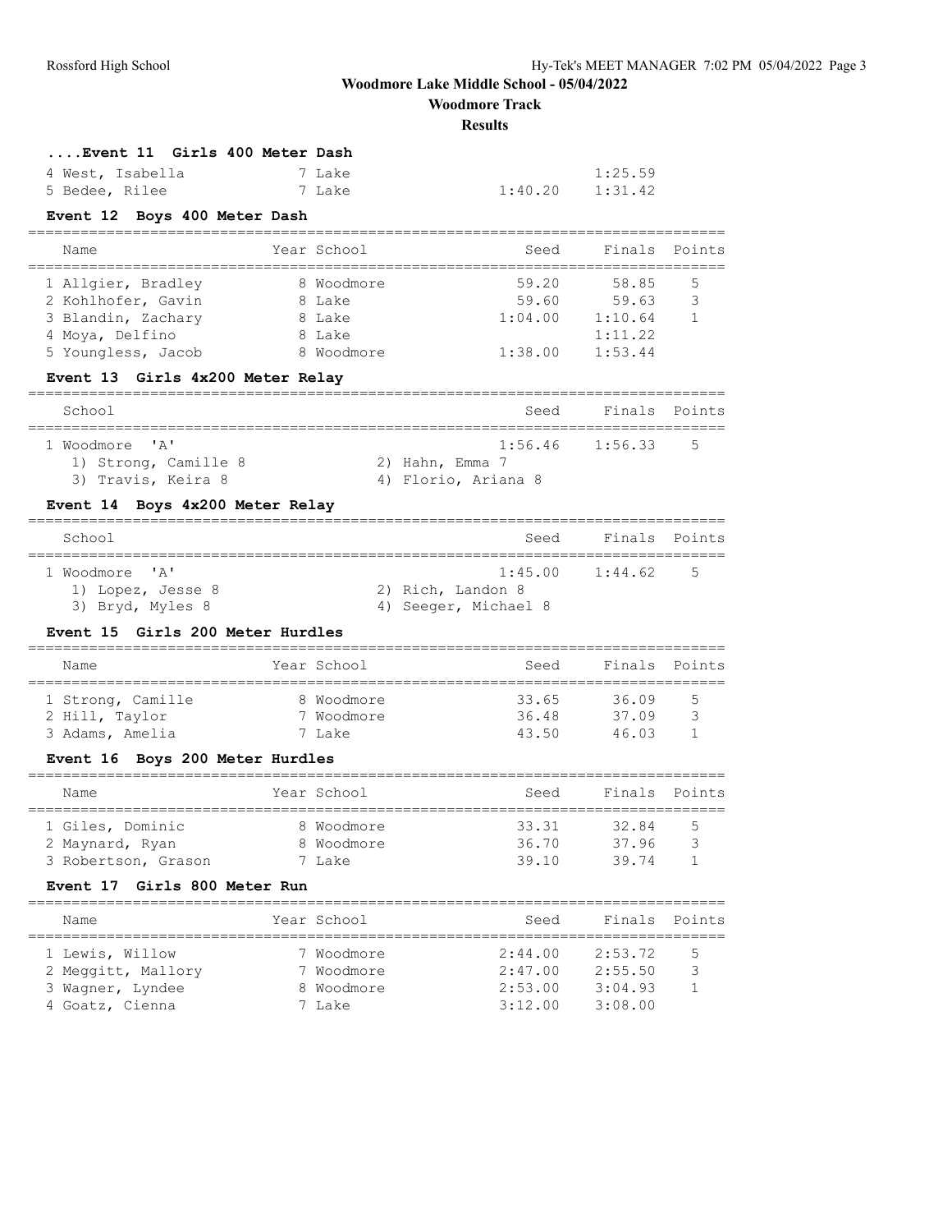**Woodmore Lake Middle School - 05/04/2022**

**Woodmore Track**

**Results**

### ....Event 11 Girls 400 Meter Dash

| Name | Year | School | Seed | Finals | Points |
|---|---|---|---|---|---|
| 4 West, Isabella | 7 | Lake | | 1:25.59 | |
| 5 Bedee, Rilee | 7 | Lake | 1:40.20 | 1:31.42 | |

### Event 12 Boys 400 Meter Dash

| Name | Year | School | Seed | Finals | Points |
|---|---|---|---|---|---|
| 1 Allgier, Bradley | 8 | Woodmore | 59.20 | 58.85 | 5 |
| 2 Kohlhofer, Gavin | 8 | Lake | 59.60 | 59.63 | 3 |
| 3 Blandin, Zachary | 8 | Lake | 1:04.00 | 1:10.64 | 1 |
| 4 Moya, Delfino | 8 | Lake | | 1:11.22 | |
| 5 Youngless, Jacob | 8 | Woodmore | 1:38.00 | 1:53.44 | |

### Event 13 Girls 4x200 Meter Relay

| School | Seed | Finals | Points |
|---|---|---|---|
| 1 Woodmore 'A' | 1:56.46 | 1:56.33 | 5 |

1) Strong, Camille 8
2) Hahn, Emma 7
3) Travis, Keira 8
4) Florio, Ariana 8

### Event 14 Boys 4x200 Meter Relay

| School | Seed | Finals | Points |
|---|---|---|---|
| 1 Woodmore 'A' | 1:45.00 | 1:44.62 | 5 |

1) Lopez, Jesse 8
2) Rich, Landon 8
3) Bryd, Myles 8
4) Seeger, Michael 8

### Event 15 Girls 200 Meter Hurdles

| Name | Year | School | Seed | Finals | Points |
|---|---|---|---|---|---|
| 1 Strong, Camille | 8 | Woodmore | 33.65 | 36.09 | 5 |
| 2 Hill, Taylor | 7 | Woodmore | 36.48 | 37.09 | 3 |
| 3 Adams, Amelia | 7 | Lake | 43.50 | 46.03 | 1 |

### Event 16 Boys 200 Meter Hurdles

| Name | Year | School | Seed | Finals | Points |
|---|---|---|---|---|---|
| 1 Giles, Dominic | 8 | Woodmore | 33.31 | 32.84 | 5 |
| 2 Maynard, Ryan | 8 | Woodmore | 36.70 | 37.96 | 3 |
| 3 Robertson, Grason | 7 | Lake | 39.10 | 39.74 | 1 |

### Event 17 Girls 800 Meter Run

| Name | Year | School | Seed | Finals | Points |
|---|---|---|---|---|---|
| 1 Lewis, Willow | 7 | Woodmore | 2:44.00 | 2:53.72 | 5 |
| 2 Meggitt, Mallory | 7 | Woodmore | 2:47.00 | 2:55.50 | 3 |
| 3 Wagner, Lyndee | 8 | Woodmore | 2:53.00 | 3:04.93 | 1 |
| 4 Goatz, Cienna | 7 | Lake | 3:12.00 | 3:08.00 | |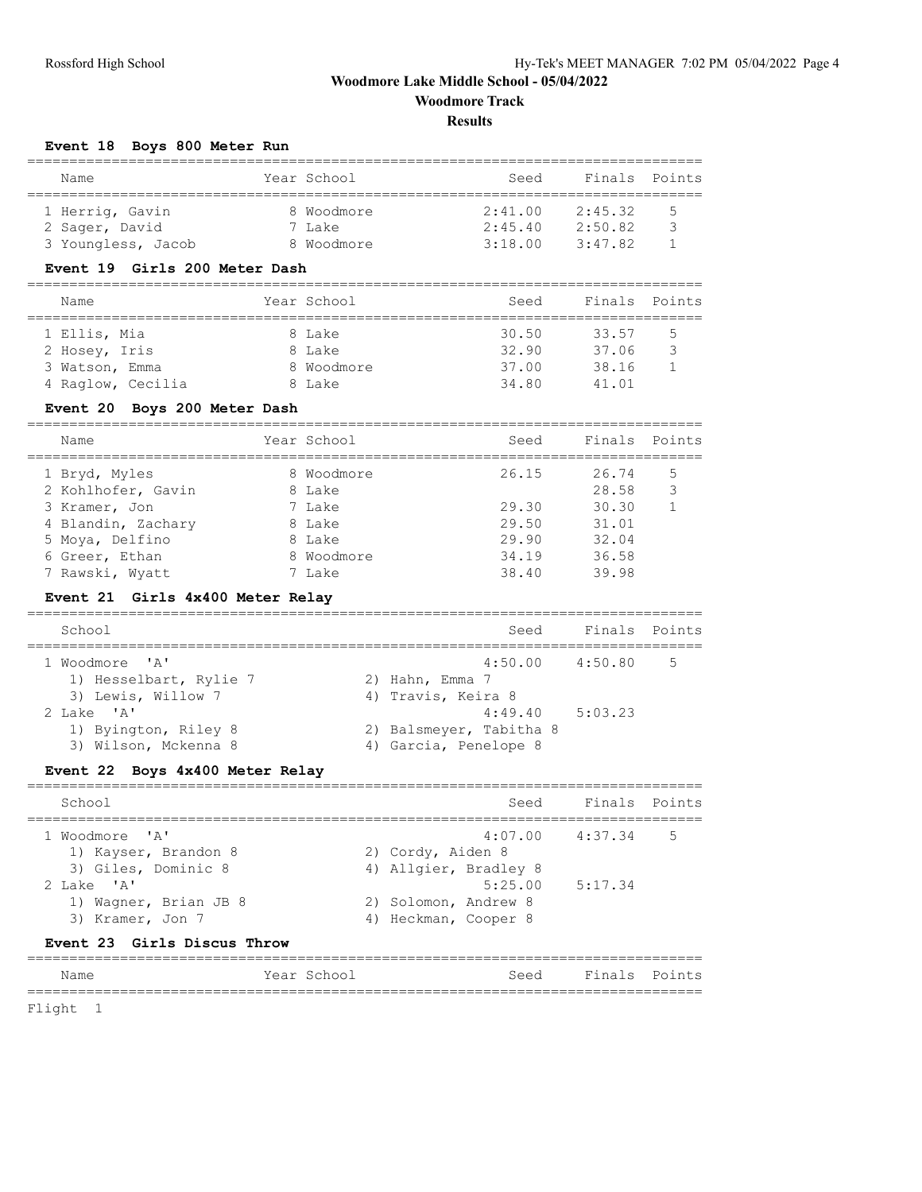# Woodmore Lake Middle School - 05/04/2022

## Woodmore Track

### Results

**Event 18 Boys 800 Meter Run**

| Name | Year | School | Seed | Finals | Points |
|---|---|---|---|---|---|
| 1 Herrig, Gavin | 8 | Woodmore | 2:41.00 | 2:45.32 | 5 |
| 2 Sager, David | 7 | Lake | 2:45.40 | 2:50.82 | 3 |
| 3 Youngless, Jacob | 8 | Woodmore | 3:18.00 | 3:47.82 | 1 |

**Event 19 Girls 200 Meter Dash**

| Name | Year | School | Seed | Finals | Points |
|---|---|---|---|---|---|
| 1 Ellis, Mia | 8 | Lake | 30.50 | 33.57 | 5 |
| 2 Hosey, Iris | 8 | Lake | 32.90 | 37.06 | 3 |
| 3 Watson, Emma | 8 | Woodmore | 37.00 | 38.16 | 1 |
| 4 Raglow, Cecilia | 8 | Lake | 34.80 | 41.01 | |

**Event 20 Boys 200 Meter Dash**

| Name | Year | School | Seed | Finals | Points |
|---|---|---|---|---|---|
| 1 Bryd, Myles | 8 | Woodmore | 26.15 | 26.74 | 5 |
| 2 Kohlhofer, Gavin | 8 | Lake | | 28.58 | 3 |
| 3 Kramer, Jon | 7 | Lake | 29.30 | 30.30 | 1 |
| 4 Blandin, Zachary | 8 | Lake | 29.50 | 31.01 | |
| 5 Moya, Delfino | 8 | Lake | 29.90 | 32.04 | |
| 6 Greer, Ethan | 8 | Woodmore | 34.19 | 36.58 | |
| 7 Rawski, Wyatt | 7 | Lake | 38.40 | 39.98 | |

**Event 21 Girls 4x400 Meter Relay**

| School | Seed | Finals | Points |
|---|---|---|---|
| 1 Woodmore 'A' | 4:50.00 | 4:50.80 | 5 |
| 1) Hesselbart, Rylie 7; 2) Hahn, Emma 7; 3) Lewis, Willow 7; 4) Travis, Keira 8 | | | |
| 2 Lake 'A' | 4:49.40 | 5:03.23 | |
| 1) Byington, Riley 8; 2) Balsmeyer, Tabitha 8; 3) Wilson, Mckenna 8; 4) Garcia, Penelope 8 | | | |

**Event 22 Boys 4x400 Meter Relay**

| School | Seed | Finals | Points |
|---|---|---|---|
| 1 Woodmore 'A' | 4:07.00 | 4:37.34 | 5 |
| 1) Kayser, Brandon 8; 2) Cordy, Aiden 8; 3) Giles, Dominic 8; 4) Allgier, Bradley 8 | | | |
| 2 Lake 'A' | 5:25.00 | 5:17.34 | |
| 1) Wagner, Brian JB 8; 2) Solomon, Andrew 8; 3) Kramer, Jon 7; 4) Heckman, Cooper 8 | | | |

**Event 23 Girls Discus Throw**

| Name | Year | School | Seed | Finals | Points |
|---|---|---|---|---|---|

Flight 1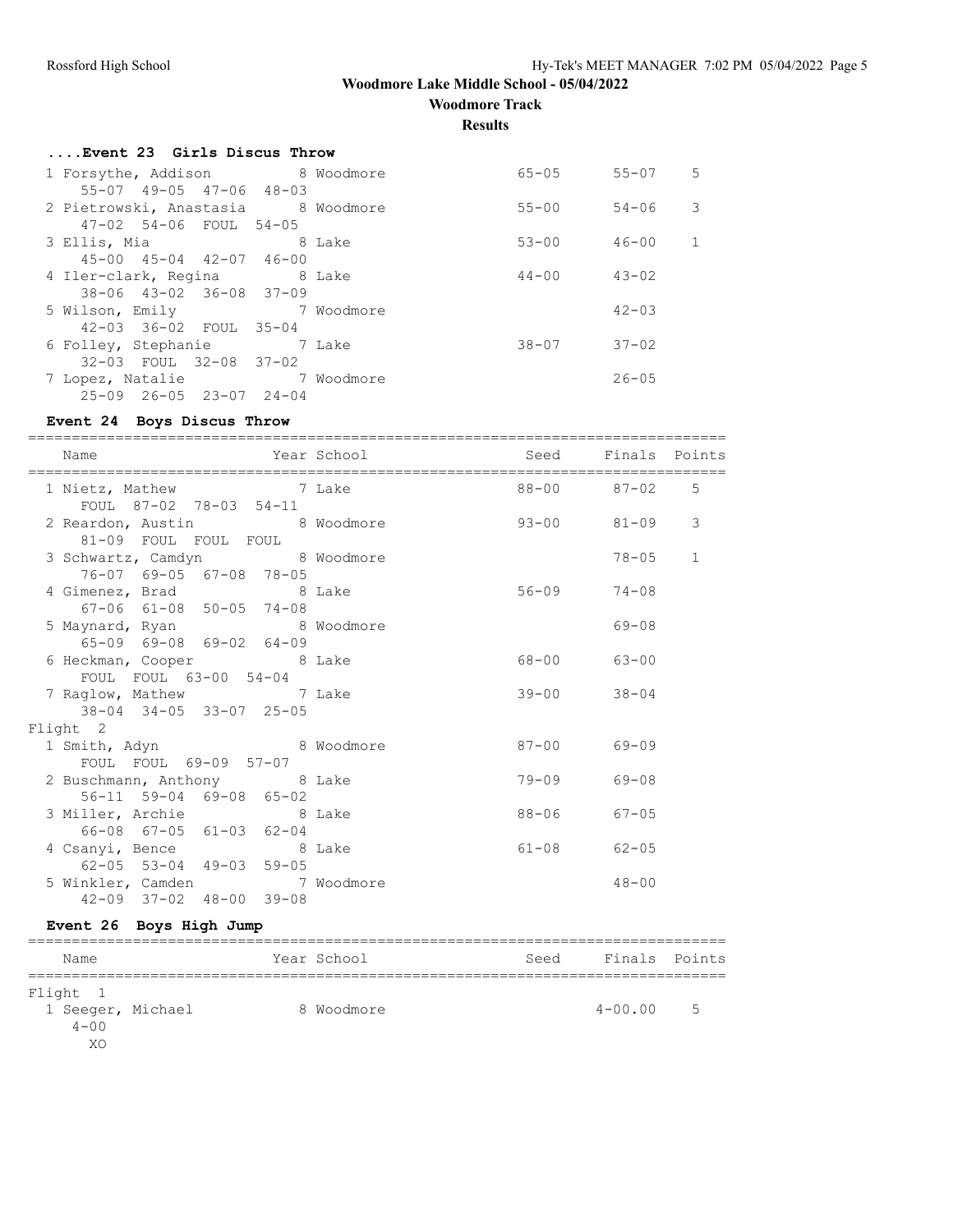Woodmore Lake Middle School - 05/04/2022

Woodmore Track

Results

### ....Event 23 Girls Discus Throw

| Name | Year | School | Seed | Finals | Points |
|---|---|---|---|---|---|
| 1 Forsythe, Addison | 8 | Woodmore | 65-05 | 55-07 | 5 |
| 55-07 49-05 47-06 48-03 | | | | | |
| 2 Pietrowski, Anastasia | 8 | Woodmore | 55-00 | 54-06 | 3 |
| 47-02 54-06 FOUL 54-05 | | | | | |
| 3 Ellis, Mia | 8 | Lake | 53-00 | 46-00 | 1 |
| 45-00 45-04 42-07 46-00 | | | | | |
| 4 Iler-clark, Regina | 8 | Lake | 44-00 | 43-02 | |
| 38-06 43-02 36-08 37-09 | | | | | |
| 5 Wilson, Emily | 7 | Woodmore | | 42-03 | |
| 42-03 36-02 FOUL 35-04 | | | | | |
| 6 Folley, Stephanie | 7 | Lake | 38-07 | 37-02 | |
| 32-03 FOUL 32-08 37-02 | | | | | |
| 7 Lopez, Natalie | 7 | Woodmore | | 26-05 | |
| 25-09 26-05 23-07 24-04 | | | | | |

### Event 24 Boys Discus Throw

| Name | Year | School | Seed | Finals | Points |
|---|---|---|---|---|---|
| 1 Nietz, Mathew | 7 | Lake | 88-00 | 87-02 | 5 |
| FOUL 87-02 78-03 54-11 | | | | | |
| 2 Reardon, Austin | 8 | Woodmore | 93-00 | 81-09 | 3 |
| 81-09 FOUL FOUL FOUL | | | | | |
| 3 Schwartz, Camdyn | 8 | Woodmore | | 78-05 | 1 |
| 76-07 69-05 67-08 78-05 | | | | | |
| 4 Gimenez, Brad | 8 | Lake | 56-09 | 74-08 | |
| 67-06 61-08 50-05 74-08 | | | | | |
| 5 Maynard, Ryan | 8 | Woodmore | | 69-08 | |
| 65-09 69-08 69-02 64-09 | | | | | |
| 6 Heckman, Cooper | 8 | Lake | 68-00 | 63-00 | |
| FOUL FOUL 63-00 54-04 | | | | | |
| 7 Raglow, Mathew | 7 | Lake | 39-00 | 38-04 | |
| 38-04 34-05 33-07 25-05 | | | | | |
| **Flight 2** | | | | | |
| 1 Smith, Adyn | 8 | Woodmore | 87-00 | 69-09 | |
| FOUL FOUL 69-09 57-07 | | | | | |
| 2 Buschmann, Anthony | 8 | Lake | 79-09 | 69-08 | |
| 56-11 59-04 69-08 65-02 | | | | | |
| 3 Miller, Archie | 8 | Lake | 88-06 | 67-05 | |
| 66-08 67-05 61-03 62-04 | | | | | |
| 4 Csanyi, Bence | 8 | Lake | 61-08 | 62-05 | |
| 62-05 53-04 49-03 59-05 | | | | | |
| 5 Winkler, Camden | 7 | Woodmore | | 48-00 | |
| 42-09 37-02 48-00 39-08 | | | | | |

### Event 26 Boys High Jump

| Name | Year | School | Seed | Finals | Points |
|---|---|---|---|---|---|
| **Flight 1** | | | | | |
| 1 Seeger, Michael | 8 | Woodmore | | 4-00.00 | 5 |
| 4-00 | | | | | |
| XO | | | | | |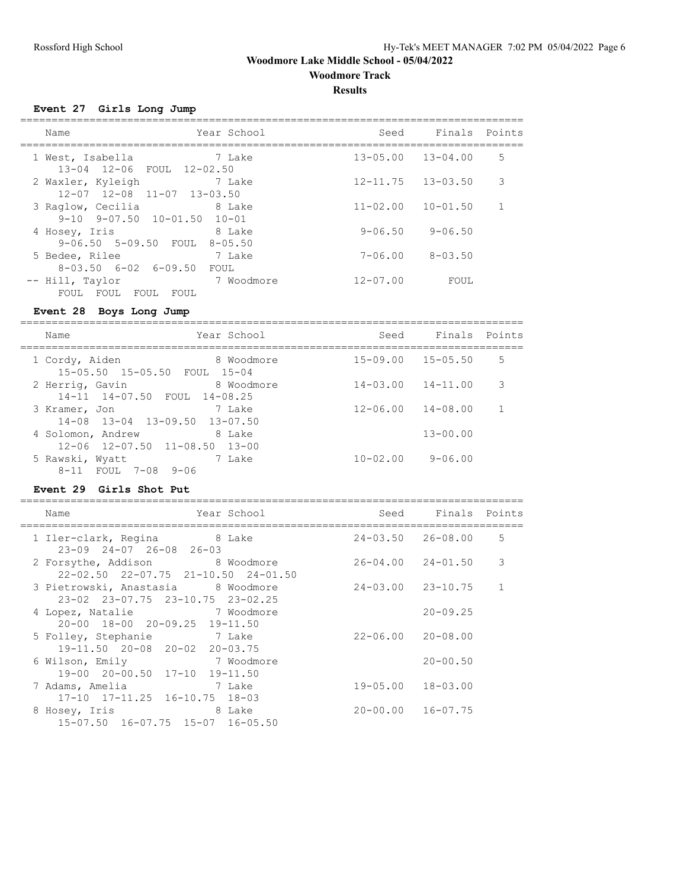**Woodmore Lake Middle School - 05/04/2022**

**Woodmore Track**

**Results**

### Event 27 Girls Long Jump

| Name | Year | School | Seed | Finals | Points |
|---|---|---|---|---|---|
| 1 West, Isabella | 7 | Lake | 13-05.00 | 13-04.00 | 5 |
| 13-04 12-06 FOUL 12-02.50 | | | | | |
| 2 Waxler, Kyleigh | 7 | Lake | 12-11.75 | 13-03.50 | 3 |
| 12-07 12-08 11-07 13-03.50 | | | | | |
| 3 Raglow, Cecilia | 8 | Lake | 11-02.00 | 10-01.50 | 1 |
| 9-10 9-07.50 10-01.50 10-01 | | | | | |
| 4 Hosey, Iris | 8 | Lake | 9-06.50 | 9-06.50 | |
| 9-06.50 5-09.50 FOUL 8-05.50 | | | | | |
| 5 Bedee, Rilee | 7 | Lake | 7-06.00 | 8-03.50 | |
| 8-03.50 6-02 6-09.50 FOUL | | | | | |
| -- Hill, Taylor | 7 | Woodmore | 12-07.00 | FOUL | |
| FOUL FOUL FOUL FOUL | | | | | |

### Event 28 Boys Long Jump

| Name | Year | School | Seed | Finals | Points |
|---|---|---|---|---|---|
| 1 Cordy, Aiden | 8 | Woodmore | 15-09.00 | 15-05.50 | 5 |
| 15-05.50 15-05.50 FOUL 15-04 | | | | | |
| 2 Herrig, Gavin | 8 | Woodmore | 14-03.00 | 14-11.00 | 3 |
| 14-11 14-07.50 FOUL 14-08.25 | | | | | |
| 3 Kramer, Jon | 7 | Lake | 12-06.00 | 14-08.00 | 1 |
| 14-08 13-04 13-09.50 13-07.50 | | | | | |
| 4 Solomon, Andrew | 8 | Lake | | 13-00.00 | |
| 12-06 12-07.50 11-08.50 13-00 | | | | | |
| 5 Rawski, Wyatt | 7 | Lake | 10-02.00 | 9-06.00 | |
| 8-11 FOUL 7-08 9-06 | | | | | |

### Event 29 Girls Shot Put

| Name | Year | School | Seed | Finals | Points |
|---|---|---|---|---|---|
| 1 Iler-clark, Regina | 8 | Lake | 24-03.50 | 26-08.00 | 5 |
| 23-09 24-07 26-08 26-03 | | | | | |
| 2 Forsythe, Addison | 8 | Woodmore | 26-04.00 | 24-01.50 | 3 |
| 22-02.50 22-07.75 21-10.50 24-01.50 | | | | | |
| 3 Pietrowski, Anastasia | 8 | Woodmore | 24-03.00 | 23-10.75 | 1 |
| 23-02 23-07.75 23-10.75 23-02.25 | | | | | |
| 4 Lopez, Natalie | 7 | Woodmore | | 20-09.25 | |
| 20-00 18-00 20-09.25 19-11.50 | | | | | |
| 5 Folley, Stephanie | 7 | Lake | 22-06.00 | 20-08.00 | |
| 19-11.50 20-08 20-02 20-03.75 | | | | | |
| 6 Wilson, Emily | 7 | Woodmore | | 20-00.50 | |
| 19-00 20-00.50 17-10 19-11.50 | | | | | |
| 7 Adams, Amelia | 7 | Lake | 19-05.00 | 18-03.00 | |
| 17-10 17-11.25 16-10.75 18-03 | | | | | |
| 8 Hosey, Iris | 8 | Lake | 20-00.00 | 16-07.75 | |
| 15-07.50 16-07.75 15-07 16-05.50 | | | | | |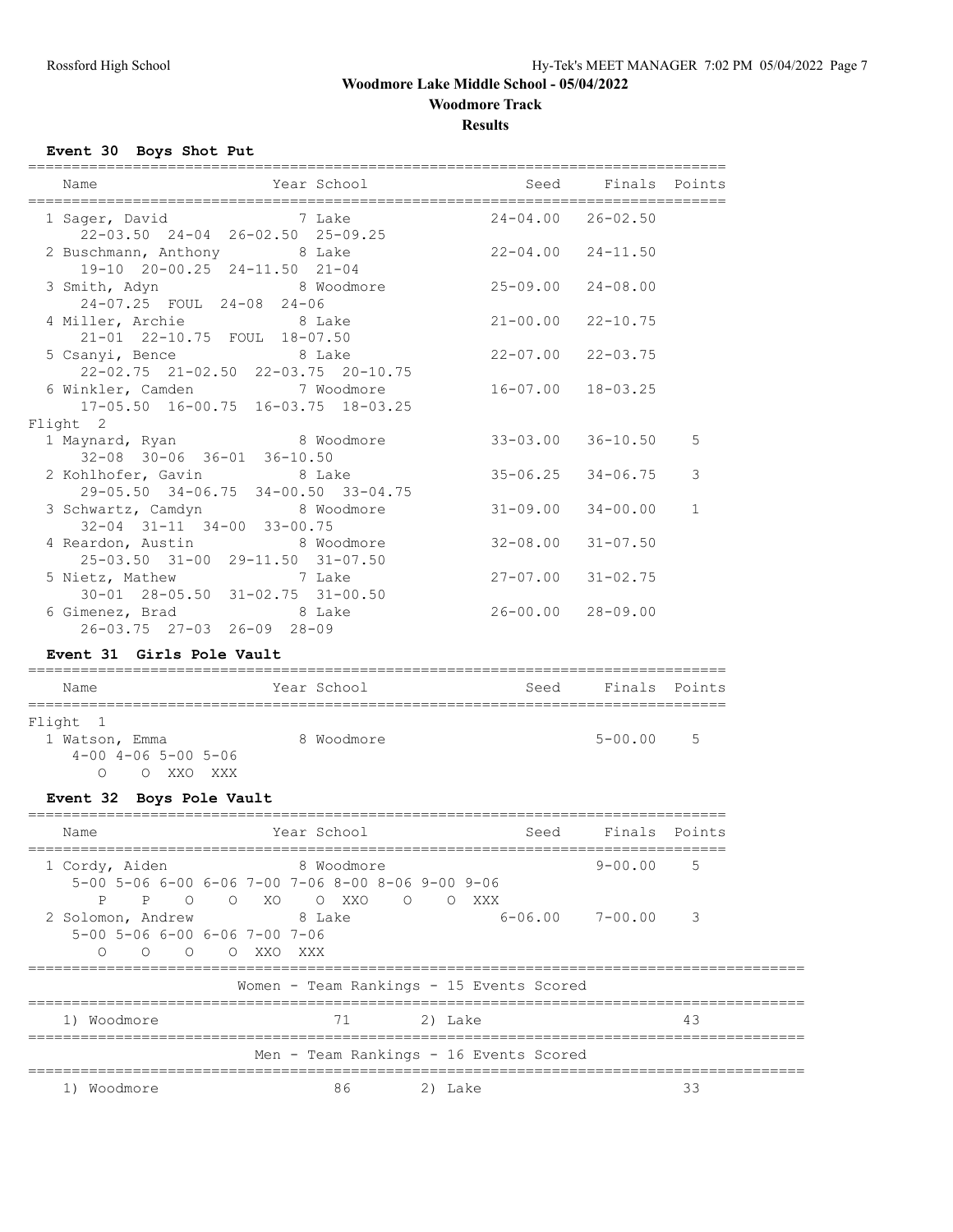# Woodmore Lake Middle School - 05/04/2022

## Woodmore Track

## Results

### Event 30 Boys Shot Put

| Name | Year | School | Seed | Finals | Points |
|---|---|---|---|---|---|
| 1 Sager, David | 7 | Lake | 24-04.00 | 26-02.50 | |
| 22-03.50 24-04 26-02.50 25-09.25 | | | | | |
| 2 Buschmann, Anthony | 8 | Lake | 22-04.00 | 24-11.50 | |
| 19-10 20-00.25 24-11.50 21-04 | | | | | |
| 3 Smith, Adyn | 8 | Woodmore | 25-09.00 | 24-08.00 | |
| 24-07.25 FOUL 24-08 24-06 | | | | | |
| 4 Miller, Archie | 8 | Lake | 21-00.00 | 22-10.75 | |
| 21-01 22-10.75 FOUL 18-07.50 | | | | | |
| 5 Csanyi, Bence | 8 | Lake | 22-07.00 | 22-03.75 | |
| 22-02.75 21-02.50 22-03.75 20-10.75 | | | | | |
| 6 Winkler, Camden | 7 | Woodmore | 16-07.00 | 18-03.25 | |
| 17-05.50 16-00.75 16-03.75 18-03.25 | | | | | |
| **Flight 2** | | | | | |
| 1 Maynard, Ryan | 8 | Woodmore | 33-03.00 | 36-10.50 | 5 |
| 32-08 30-06 36-01 36-10.50 | | | | | |
| 2 Kohlhofer, Gavin | 8 | Lake | 35-06.25 | 34-06.75 | 3 |
| 29-05.50 34-06.75 34-00.50 33-04.75 | | | | | |
| 3 Schwartz, Camdyn | 8 | Woodmore | 31-09.00 | 34-00.00 | 1 |
| 32-04 31-11 34-00 33-00.75 | | | | | |
| 4 Reardon, Austin | 8 | Woodmore | 32-08.00 | 31-07.50 | |
| 25-03.50 31-00 29-11.50 31-07.50 | | | | | |
| 5 Nietz, Mathew | 7 | Lake | 27-07.00 | 31-02.75 | |
| 30-01 28-05.50 31-02.75 31-00.50 | | | | | |
| 6 Gimenez, Brad | 8 | Lake | 26-00.00 | 28-09.00 | |
| 26-03.75 27-03 26-09 28-09 | | | | | |

### Event 31 Girls Pole Vault

| Name | Year | School | Seed | Finals | Points |
|---|---|---|---|---|---|
| **Flight 1** | | | | | |
| 1 Watson, Emma | 8 | Woodmore | | 5-00.00 | 5 |
| 4-00 4-06 5-00 5-06 | | | | | |
| O O XXO XXX | | | | | |

### Event 32 Boys Pole Vault

| Name | Year | School | Seed | Finals | Points |
|---|---|---|---|---|---|
| 1 Cordy, Aiden | 8 | Woodmore | | 9-00.00 | 5 |
| 5-00 5-06 6-00 6-06 7-00 7-06 8-00 8-06 9-00 9-06 | | | | | |
| P P O O XO O XXO O O XXX | | | | | |
| 2 Solomon, Andrew | 8 | Lake | 6-06.00 | 7-00.00 | 3 |
| 5-00 5-06 6-00 6-06 7-00 7-06 | | | | | |
| O O O O XXO XXX | | | | | |

**Women - Team Rankings - 15 Events Scored**

| | | | |
|---|---|---|---|
| 1) Woodmore | 71 | 2) Lake | 43 |

**Men - Team Rankings - 16 Events Scored**

| | | | |
|---|---|---|---|
| 1) Woodmore | 86 | 2) Lake | 33 |